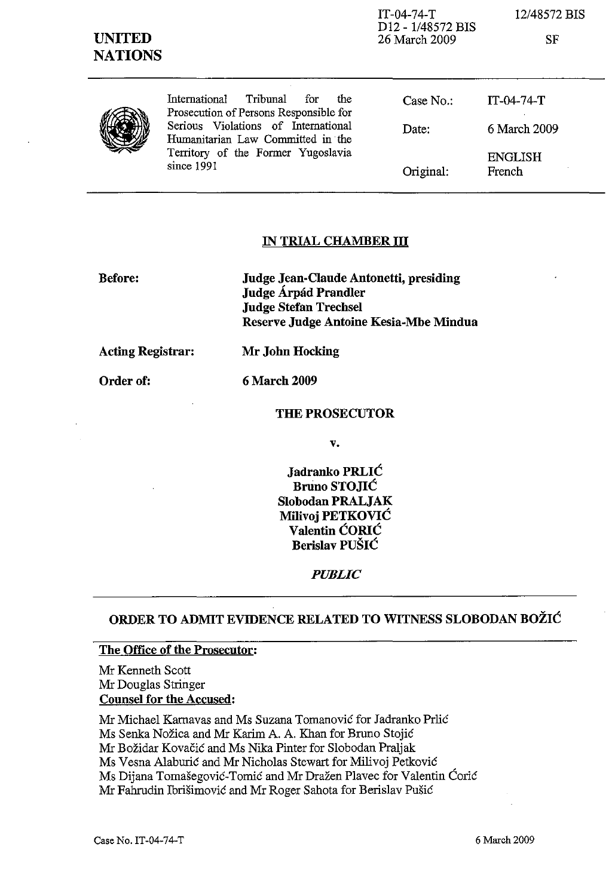IT-04-74-T
D12 - 1/48572 BIS
26 March 2009

12/48572 BIS

SF

**UNITED NATIONS**

| International Tribunal for the Prosecution of Persons Responsible for Serious Violations of International Humanitarian Law Committed in the Territory of the Former Yugoslavia since 1991 | Case No.: | IT-04-74-T |
|---|---|---|
| | Date: | 6 March 2009 |
| | Original: | ENGLISH French |

## IN TRIAL CHAMBER III

**Before:** **Judge Jean-Claude Antonetti, presiding**
**Judge Árpád Prandler**
**Judge Stefan Trechsel**
**Reserve Judge Antoine Kesia-Mbe Mindua**

**Acting Registrar:** **Mr John Hocking**

**Order of:** **6 March 2009**

**THE PROSECUTOR**

**v.**

**Jadranko PRLIĆ**
**Bruno STOJIĆ**
**Slobodan PRALJAK**
**Milivoj PETKOVIĆ**
**Valentin ĆORIĆ**
**Berislav PUŠIĆ**

***PUBLIC***

## ORDER TO ADMIT EVIDENCE RELATED TO WITNESS SLOBODAN BOŽIĆ

**The Office of the Prosecutor:**

Mr Kenneth Scott
Mr Douglas Stringer

**Counsel for the Accused:**

Mr Michael Karnavas and Ms Suzana Tomanović for Jadranko Prlić
Ms Senka Nožica and Mr Karim A. A. Khan for Bruno Stojić
Mr Božidar Kovačić and Ms Nika Pinter for Slobodan Praljak
Ms Vesna Alaburić and Mr Nicholas Stewart for Milivoj Petković
Ms Dijana Tomašegović-Tomić and Mr Dražen Plavec for Valentin Ćorić
Mr Fahrudin Ibrišimović and Mr Roger Sahota for Berislav Pušić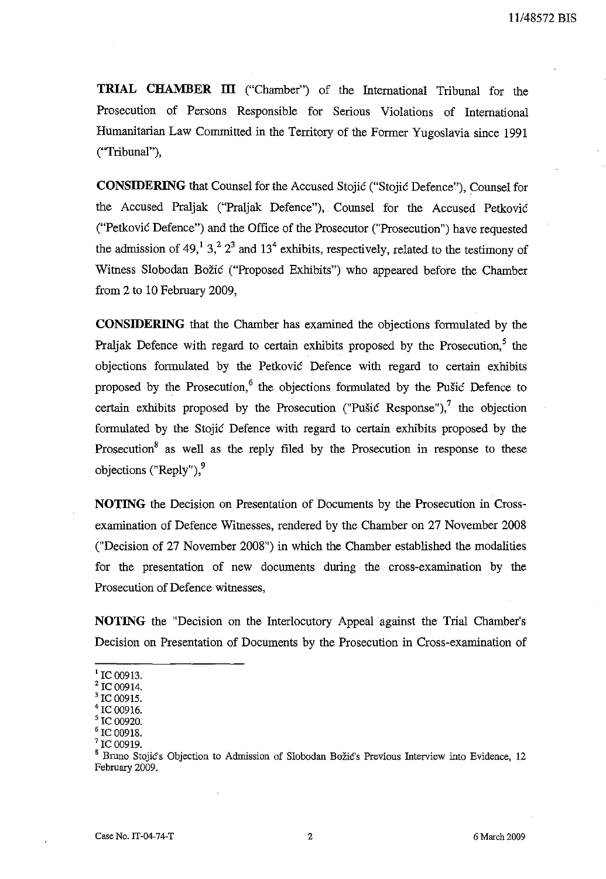**TRIAL CHAMBER III** ("Chamber") of the International Tribunal for the Prosecution of Persons Responsible for Serious Violations of International Humanitarian Law Committed in the Territory of the Former Yugoslavia since 1991 ("Tribunal"),

**CONSIDERING** that Counsel for the Accused Stojić ("Stojić Defence"), Counsel for the Accused Praljak ("Praljak Defence"), Counsel for the Accused Petković ("Petković Defence") and the Office of the Prosecutor ("Prosecution") have requested the admission of 49,[1] 3,[2] 2[3] and 13[4] exhibits, respectively, related to the testimony of Witness Slobodan Božić ("Proposed Exhibits") who appeared before the Chamber from 2 to 10 February 2009,

**CONSIDERING** that the Chamber has examined the objections formulated by the Praljak Defence with regard to certain exhibits proposed by the Prosecution,[5] the objections formulated by the Petković Defence with regard to certain exhibits proposed by the Prosecution,[6] the objections formulated by the Pušić Defence to certain exhibits proposed by the Prosecution ("Pušić Response"),[7] the objection formulated by the Stojić Defence with regard to certain exhibits proposed by the Prosecution[8] as well as the reply filed by the Prosecution in response to these objections ("Reply"),[9]

**NOTING** the Decision on Presentation of Documents by the Prosecution in Cross-examination of Defence Witnesses, rendered by the Chamber on 27 November 2008 ("Decision of 27 November 2008") in which the Chamber established the modalities for the presentation of new documents during the cross-examination by the Prosecution of Defence witnesses,

**NOTING** the "Decision on the Interlocutory Appeal against the Trial Chamber's Decision on Presentation of Documents by the Prosecution in Cross-examination of

---

[1] IC 00913.
[2] IC 00914.
[3] IC 00915.
[4] IC 00916.
[5] IC 00920.
[6] IC 00918.
[7] IC 00919.
[8] Bruno Stojić's Objection to Admission of Slobodan Božić's Previous Interview into Evidence, 12 February 2009.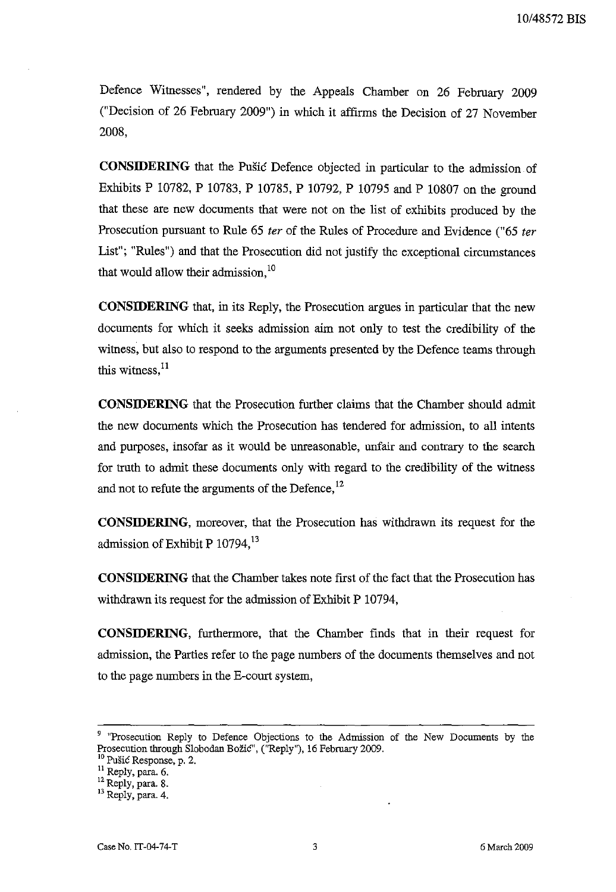Defence Witnesses", rendered by the Appeals Chamber on 26 February 2009 ("Decision of 26 February 2009") in which it affirms the Decision of 27 November 2008,

**CONSIDERING** that the Pušić Defence objected in particular to the admission of Exhibits P 10782, P 10783, P 10785, P 10792, P 10795 and P 10807 on the ground that these are new documents that were not on the list of exhibits produced by the Prosecution pursuant to Rule 65 *ter* of the Rules of Procedure and Evidence ("65 *ter* List"; "Rules") and that the Prosecution did not justify the exceptional circumstances that would allow their admission,[10]

**CONSIDERING** that, in its Reply, the Prosecution argues in particular that the new documents for which it seeks admission aim not only to test the credibility of the witness, but also to respond to the arguments presented by the Defence teams through this witness,[11]

**CONSIDERING** that the Prosecution further claims that the Chamber should admit the new documents which the Prosecution has tendered for admission, to all intents and purposes, insofar as it would be unreasonable, unfair and contrary to the search for truth to admit these documents only with regard to the credibility of the witness and not to refute the arguments of the Defence,[12]

**CONSIDERING**, moreover, that the Prosecution has withdrawn its request for the admission of Exhibit P 10794,[13]

**CONSIDERING** that the Chamber takes note first of the fact that the Prosecution has withdrawn its request for the admission of Exhibit P 10794,

**CONSIDERING**, furthermore, that the Chamber finds that in their request for admission, the Parties refer to the page numbers of the documents themselves and not to the page numbers in the E-court system,

---

[9] "Prosecution Reply to Defence Objections to the Admission of the New Documents by the Prosecution through Slobodan Božić", ("Reply"), 16 February 2009.

[10] Pušić Response, p. 2.

[11] Reply, para. 6.

[12] Reply, para. 8.

[13] Reply, para. 4.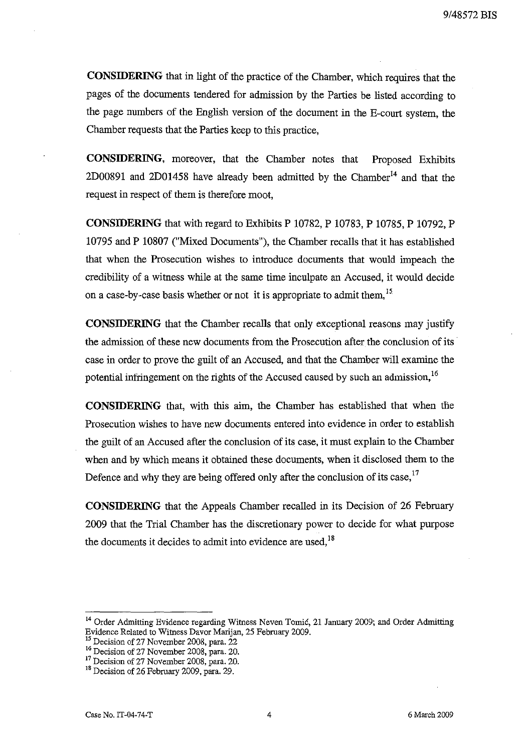**CONSIDERING** that in light of the practice of the Chamber, which requires that the pages of the documents tendered for admission by the Parties be listed according to the page numbers of the English version of the document in the E-court system, the Chamber requests that the Parties keep to this practice,

**CONSIDERING**, moreover, that the Chamber notes that Proposed Exhibits 2D00891 and 2D01458 have already been admitted by the Chamber[14] and that the request in respect of them is therefore moot,

**CONSIDERING** that with regard to Exhibits P 10782, P 10783, P 10785, P 10792, P 10795 and P 10807 ("Mixed Documents"), the Chamber recalls that it has established that when the Prosecution wishes to introduce documents that would impeach the credibility of a witness while at the same time inculpate an Accused, it would decide on a case-by-case basis whether or not it is appropriate to admit them,[15]

**CONSIDERING** that the Chamber recalls that only exceptional reasons may justify the admission of these new documents from the Prosecution after the conclusion of its case in order to prove the guilt of an Accused, and that the Chamber will examine the potential infringement on the rights of the Accused caused by such an admission,[16]

**CONSIDERING** that, with this aim, the Chamber has established that when the Prosecution wishes to have new documents entered into evidence in order to establish the guilt of an Accused after the conclusion of its case, it must explain to the Chamber when and by which means it obtained these documents, when it disclosed them to the Defence and why they are being offered only after the conclusion of its case,[17]

**CONSIDERING** that the Appeals Chamber recalled in its Decision of 26 February 2009 that the Trial Chamber has the discretionary power to decide for what purpose the documents it decides to admit into evidence are used,[18]

---

[14] Order Admitting Evidence regarding Witness Neven Tomić, 21 January 2009; and Order Admitting Evidence Related to Witness Davor Marijan, 25 February 2009.

[15] Decision of 27 November 2008, para. 22

[16] Decision of 27 November 2008, para. 20.

[17] Decision of 27 November 2008, para. 20.

[18] Decision of 26 February 2009, para. 29.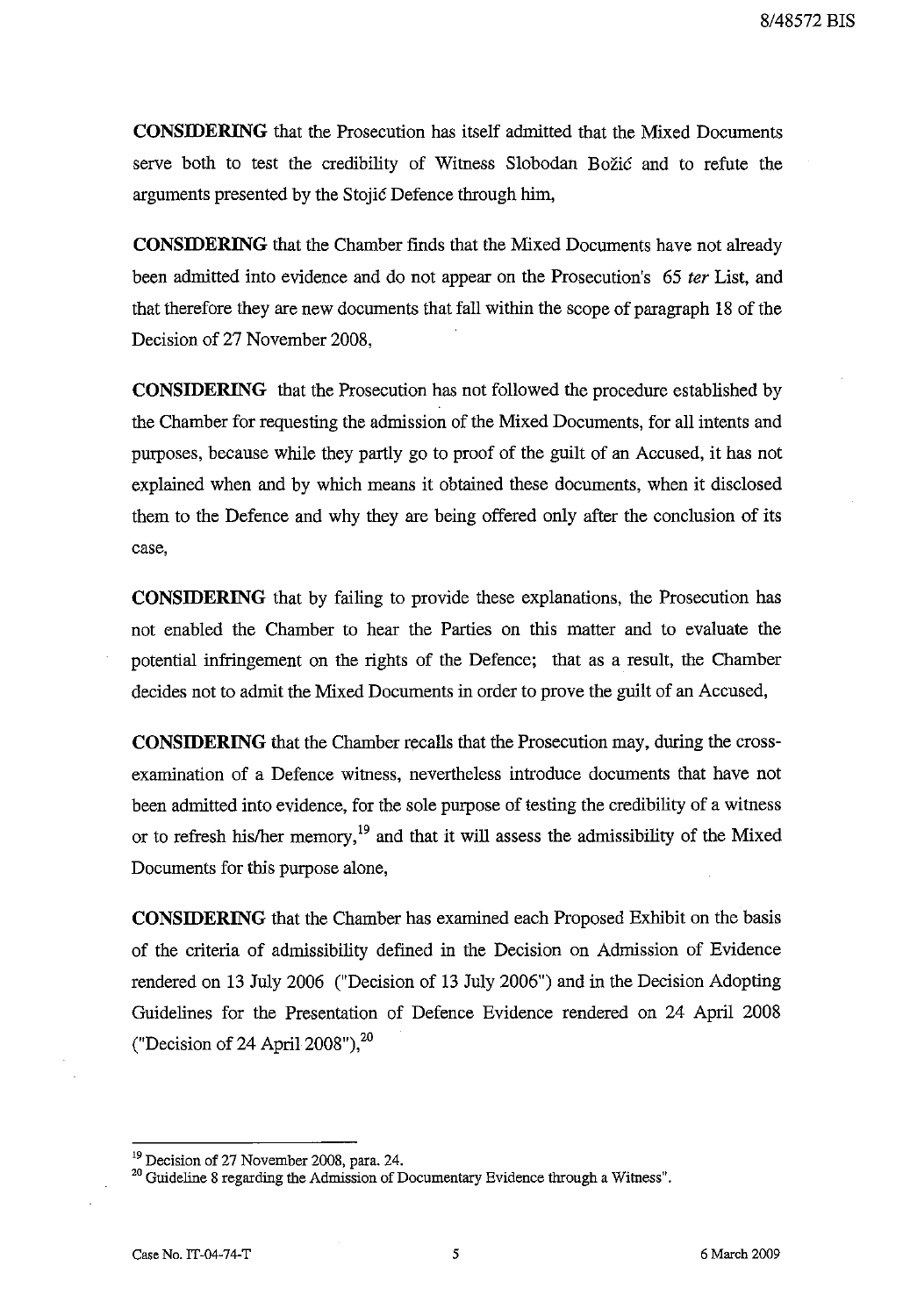**CONSIDERING** that the Prosecution has itself admitted that the Mixed Documents serve both to test the credibility of Witness Slobodan Božić and to refute the arguments presented by the Stojić Defence through him,

**CONSIDERING** that the Chamber finds that the Mixed Documents have not already been admitted into evidence and do not appear on the Prosecution's 65 *ter* List, and that therefore they are new documents that fall within the scope of paragraph 18 of the Decision of 27 November 2008,

**CONSIDERING** that the Prosecution has not followed the procedure established by the Chamber for requesting the admission of the Mixed Documents, for all intents and purposes, because while they partly go to proof of the guilt of an Accused, it has not explained when and by which means it obtained these documents, when it disclosed them to the Defence and why they are being offered only after the conclusion of its case,

**CONSIDERING** that by failing to provide these explanations, the Prosecution has not enabled the Chamber to hear the Parties on this matter and to evaluate the potential infringement on the rights of the Defence; that as a result, the Chamber decides not to admit the Mixed Documents in order to prove the guilt of an Accused,

**CONSIDERING** that the Chamber recalls that the Prosecution may, during the cross-examination of a Defence witness, nevertheless introduce documents that have not been admitted into evidence, for the sole purpose of testing the credibility of a witness or to refresh his/her memory,[19] and that it will assess the admissibility of the Mixed Documents for this purpose alone,

**CONSIDERING** that the Chamber has examined each Proposed Exhibit on the basis of the criteria of admissibility defined in the Decision on Admission of Evidence rendered on 13 July 2006 ("Decision of 13 July 2006") and in the Decision Adopting Guidelines for the Presentation of Defence Evidence rendered on 24 April 2008 ("Decision of 24 April 2008"),[20]

---

[19] Decision of 27 November 2008, para. 24.

[20] Guideline 8 regarding the Admission of Documentary Evidence through a Witness".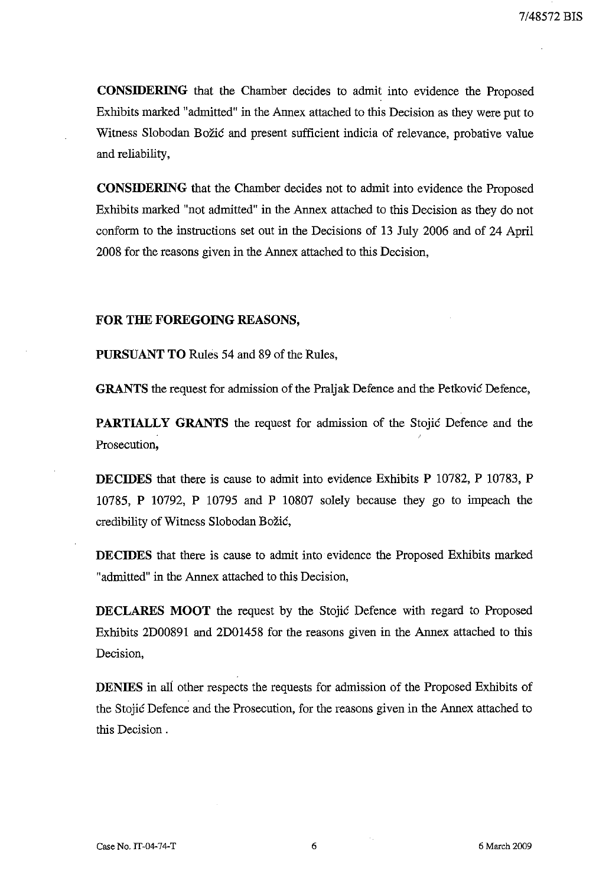**CONSIDERING** that the Chamber decides to admit into evidence the Proposed Exhibits marked "admitted" in the Annex attached to this Decision as they were put to Witness Slobodan Božić and present sufficient indicia of relevance, probative value and reliability,

**CONSIDERING** that the Chamber decides not to admit into evidence the Proposed Exhibits marked "not admitted" in the Annex attached to this Decision as they do not conform to the instructions set out in the Decisions of 13 July 2006 and of 24 April 2008 for the reasons given in the Annex attached to this Decision,

**FOR THE FOREGOING REASONS,**

**PURSUANT TO** Rules 54 and 89 of the Rules,

**GRANTS** the request for admission of the Praljak Defence and the Petković Defence,

**PARTIALLY GRANTS** the request for admission of the Stojić Defence and the Prosecution,

**DECIDES** that there is cause to admit into evidence Exhibits P 10782, P 10783, P 10785, P 10792, P 10795 and P 10807 solely because they go to impeach the credibility of Witness Slobodan Božić,

**DECIDES** that there is cause to admit into evidence the Proposed Exhibits marked "admitted" in the Annex attached to this Decision,

**DECLARES MOOT** the request by the Stojić Defence with regard to Proposed Exhibits 2D00891 and 2D01458 for the reasons given in the Annex attached to this Decision,

**DENIES** in all other respects the requests for admission of the Proposed Exhibits of the Stojić Defence and the Prosecution, for the reasons given in the Annex attached to this Decision .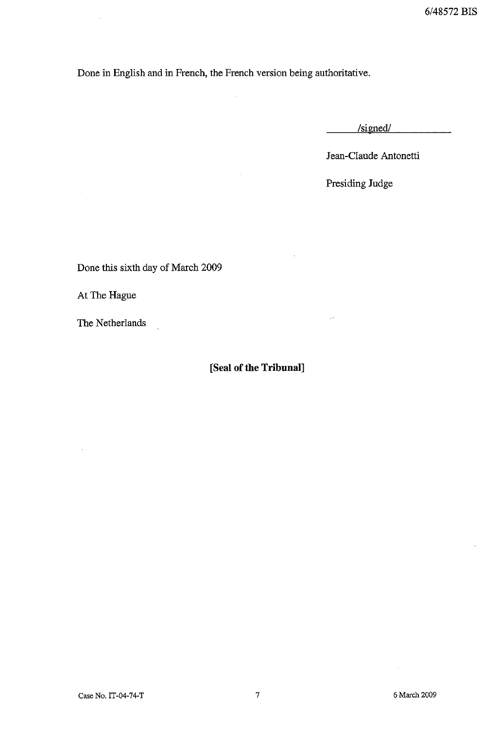Done in English and in French, the French version being authoritative.

/signed/

Jean-Claude Antonetti

Presiding Judge

Done this sixth day of March 2009

At The Hague

The Netherlands

**[Seal of the Tribunal]**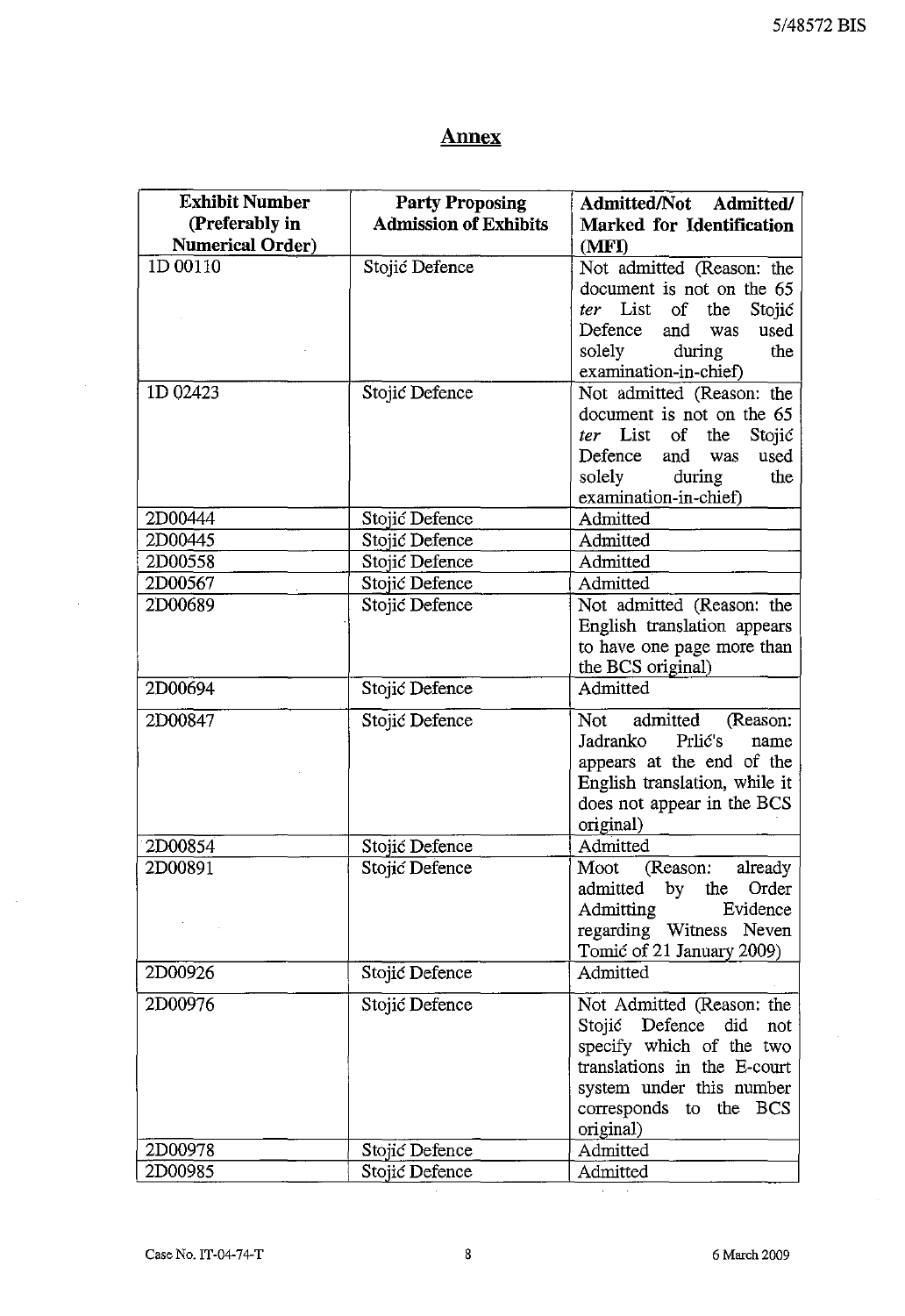## Annex

| Exhibit Number (Preferably in Numerical Order) | Party Proposing Admission of Exhibits | Admitted/Not Admitted/ Marked for Identification (MFI) |
|---|---|---|
| 1D 00110 | Stojić Defence | Not admitted (Reason: the document is not on the 65 *ter* List of the Stojić Defence and was used solely during the examination-in-chief) |
| 1D 02423 | Stojić Defence | Not admitted (Reason: the document is not on the 65 *ter* List of the Stojić Defence and was used solely during the examination-in-chief) |
| 2D00444 | Stojić Defence | Admitted |
| 2D00445 | Stojić Defence | Admitted |
| 2D00558 | Stojić Defence | Admitted |
| 2D00567 | Stojić Defence | Admitted |
| 2D00689 | Stojić Defence | Not admitted (Reason: the English translation appears to have one page more than the BCS original) |
| 2D00694 | Stojić Defence | Admitted |
| 2D00847 | Stojić Defence | Not admitted (Reason: Jadranko Prlić's name appears at the end of the English translation, while it does not appear in the BCS original) |
| 2D00854 | Stojić Defence | Admitted |
| 2D00891 | Stojić Defence | Moot (Reason: already admitted by the Order Admitting Evidence regarding Witness Neven Tomić of 21 January 2009) |
| 2D00926 | Stojić Defence | Admitted |
| 2D00976 | Stojić Defence | Not Admitted (Reason: the Stojić Defence did not specify which of the two translations in the E-court system under this number corresponds to the BCS original) |
| 2D00978 | Stojić Defence | Admitted |
| 2D00985 | Stojić Defence | Admitted |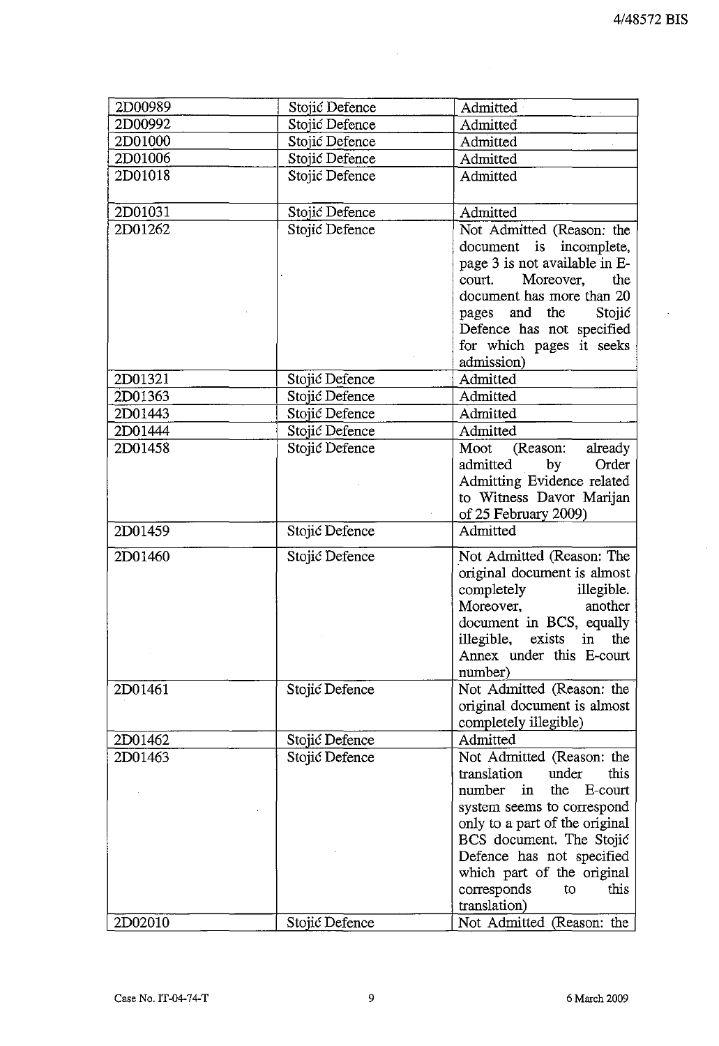| 2D00989 | Stojić Defence | Admitted |
|---|---|---|
| 2D00992 | Stojić Defence | Admitted |
| 2D01000 | Stojić Defence | Admitted |
| 2D01006 | Stojić Defence | Admitted |
| 2D01018 | Stojić Defence | Admitted |
| 2D01031 | Stojić Defence | Admitted |
| 2D01262 | Stojić Defence | Not Admitted (Reason: the document is incomplete, page 3 is not available in E-court. Moreover, the document has more than 20 pages and the Stojić Defence has not specified for which pages it seeks admission) |
| 2D01321 | Stojić Defence | Admitted |
| 2D01363 | Stojić Defence | Admitted |
| 2D01443 | Stojić Defence | Admitted |
| 2D01444 | Stojić Defence | Admitted |
| 2D01458 | Stojić Defence | Moot (Reason: already admitted by Order Admitting Evidence related to Witness Davor Marijan of 25 February 2009) |
| 2D01459 | Stojić Defence | Admitted |
| 2D01460 | Stojić Defence | Not Admitted (Reason: The original document is almost completely illegible. Moreover, another document in BCS, equally illegible, exists in the Annex under this E-court number) |
| 2D01461 | Stojić Defence | Not Admitted (Reason: the original document is almost completely illegible) |
| 2D01462 | Stojić Defence | Admitted |
| 2D01463 | Stojić Defence | Not Admitted (Reason: the translation under this number in the E-court system seems to correspond only to a part of the original BCS document. The Stojić Defence has not specified which part of the original corresponds to this translation) |
| 2D02010 | Stojić Defence | Not Admitted (Reason: the |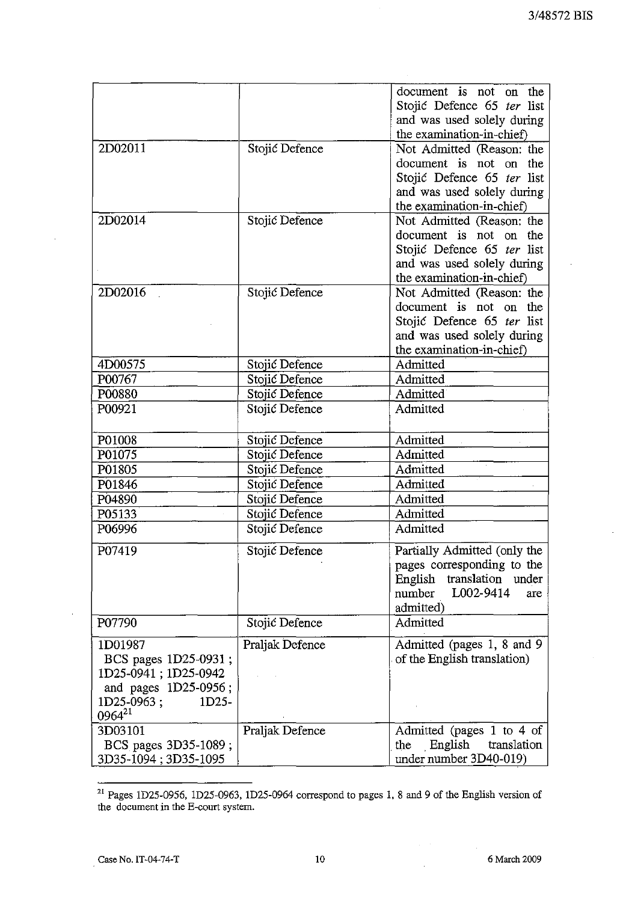| | | |
|---|---|---|
| | | document is not on the Stojić Defence 65 *ter* list and was used solely during the examination-in-chief) |
| 2D02011 | Stojić Defence | Not Admitted (Reason: the document is not on the Stojić Defence 65 *ter* list and was used solely during the examination-in-chief) |
| 2D02014 | Stojić Defence | Not Admitted (Reason: the document is not on the Stojić Defence 65 *ter* list and was used solely during the examination-in-chief) |
| 2D02016 | Stojić Defence | Not Admitted (Reason: the document is not on the Stojić Defence 65 *ter* list and was used solely during the examination-in-chief) |
| 4D00575 | Stojić Defence | Admitted |
| P00767 | Stojić Defence | Admitted |
| P00880 | Stojić Defence | Admitted |
| P00921 | Stojić Defence | Admitted |
| P01008 | Stojić Defence | Admitted |
| P01075 | Stojić Defence | Admitted |
| P01805 | Stojić Defence | Admitted |
| P01846 | Stojić Defence | Admitted |
| P04890 | Stojić Defence | Admitted |
| P05133 | Stojić Defence | Admitted |
| P06996 | Stojić Defence | Admitted |
| P07419 | Stojić Defence | Partially Admitted (only the pages corresponding to the English translation under number L002-9414 are admitted) |
| P07790 | Stojić Defence | Admitted |
| 1D01987 BCS pages 1D25-0931 ; 1D25-0941 ; 1D25-0942 and pages 1D25-0956 ; 1D25-0963 ; 1D25-0964[21] | Praljak Defence | Admitted (pages 1, 8 and 9 of the English translation) |
| 3D03101 BCS pages 3D35-1089 ; 3D35-1094 ; 3D35-1095 | Praljak Defence | Admitted (pages 1 to 4 of the English translation under number 3D40-019) |

[21] Pages 1D25-0956, 1D25-0963, 1D25-0964 correspond to pages 1, 8 and 9 of the English version of the document in the E-court system.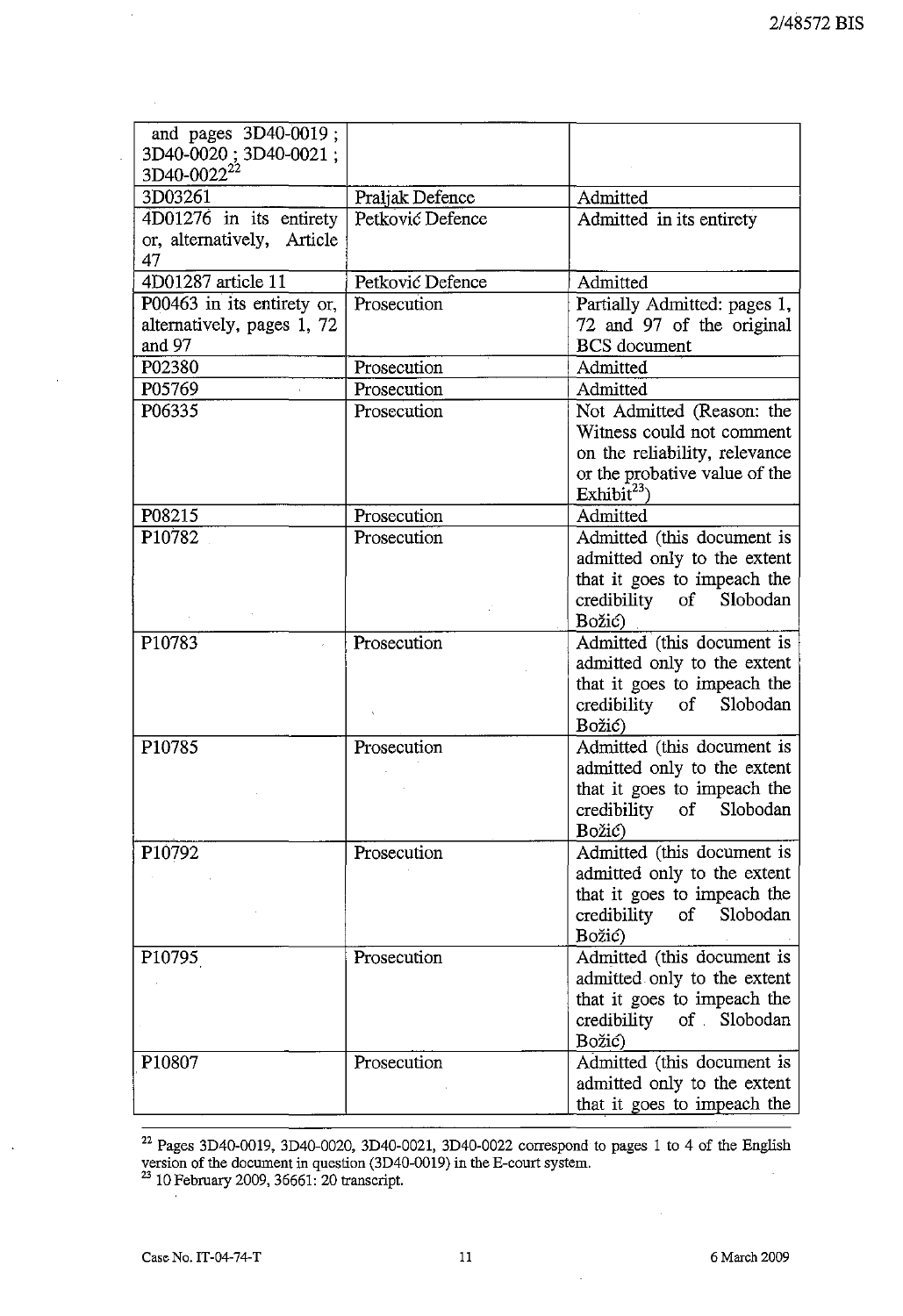| | | |
|---|---|---|
| and pages 3D40-0019 ; 3D40-0020 ; 3D40-0021 ; 3D40-0022[22] | | |
| 3D03261 | Praljak Defence | Admitted |
| 4D01276 in its entirety or, alternatively, Article 47 | Petković Defence | Admitted in its entirety |
| 4D01287 article 11 | Petković Defence | Admitted |
| P00463 in its entirety or, alternatively, pages 1, 72 and 97 | Prosecution | Partially Admitted: pages 1, 72 and 97 of the original BCS document |
| P02380 | Prosecution | Admitted |
| P05769 | Prosecution | Admitted |
| P06335 | Prosecution | Not Admitted (Reason: the Witness could not comment on the reliability, relevance or the probative value of the Exhibit[23]) |
| P08215 | Prosecution | Admitted |
| P10782 | Prosecution | Admitted (this document is admitted only to the extent that it goes to impeach the credibility of Slobodan Božić) |
| P10783 | Prosecution | Admitted (this document is admitted only to the extent that it goes to impeach the credibility of Slobodan Božić) |
| P10785 | Prosecution | Admitted (this document is admitted only to the extent that it goes to impeach the credibility of Slobodan Božić) |
| P10792 | Prosecution | Admitted (this document is admitted only to the extent that it goes to impeach the credibility of Slobodan Božić) |
| P10795 | Prosecution | Admitted (this document is admitted only to the extent that it goes to impeach the credibility of Slobodan Božić) |
| P10807 | Prosecution | Admitted (this document is admitted only to the extent that it goes to impeach the |

[22] Pages 3D40-0019, 3D40-0020, 3D40-0021, 3D40-0022 correspond to pages 1 to 4 of the English version of the document in question (3D40-0019) in the E-court system.

[23] 10 February 2009, 36661: 20 transcript.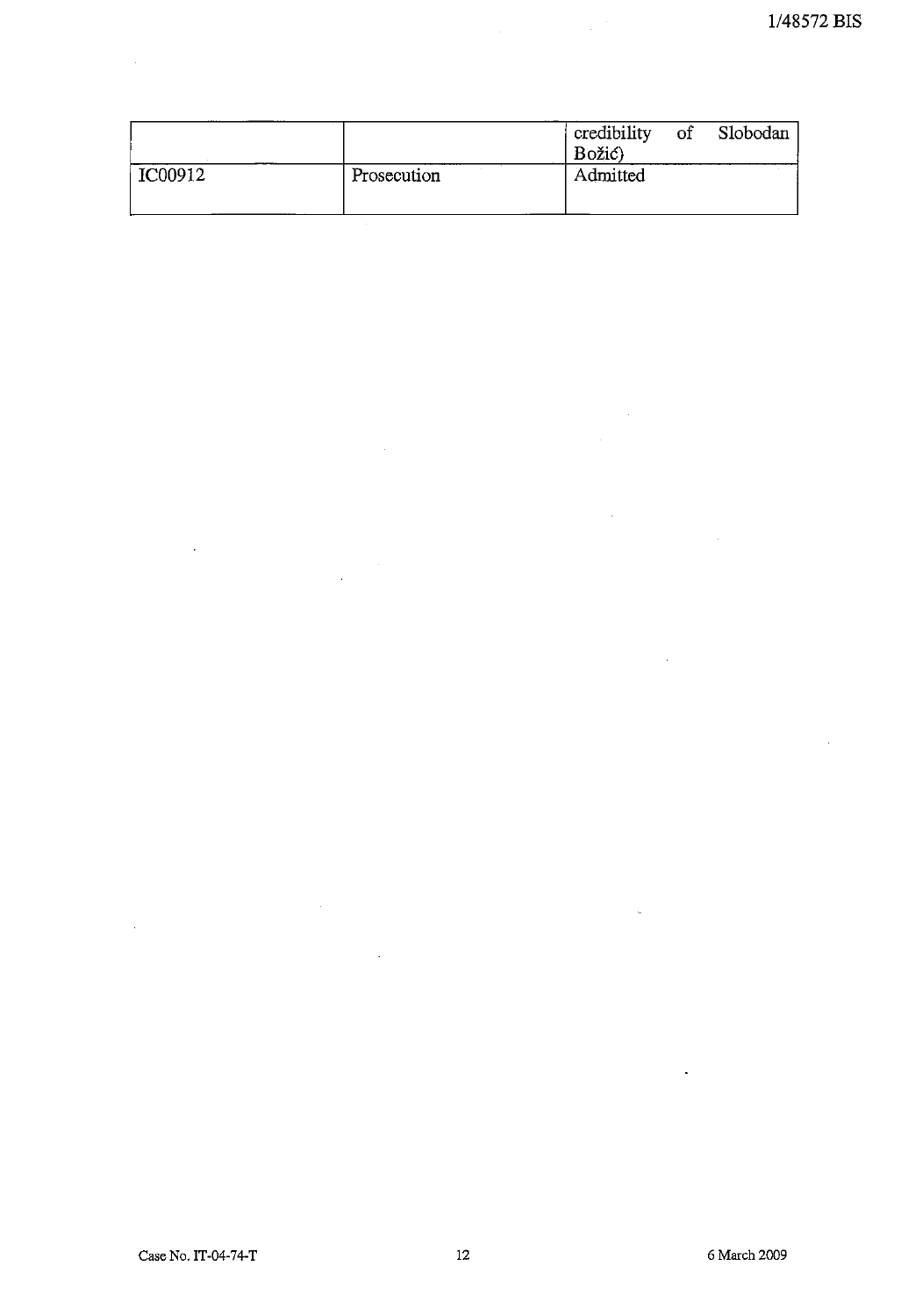| | | |
|---|---|---|
| | | credibility of Slobodan Božić) |
| IC00912 | Prosecution | Admitted |